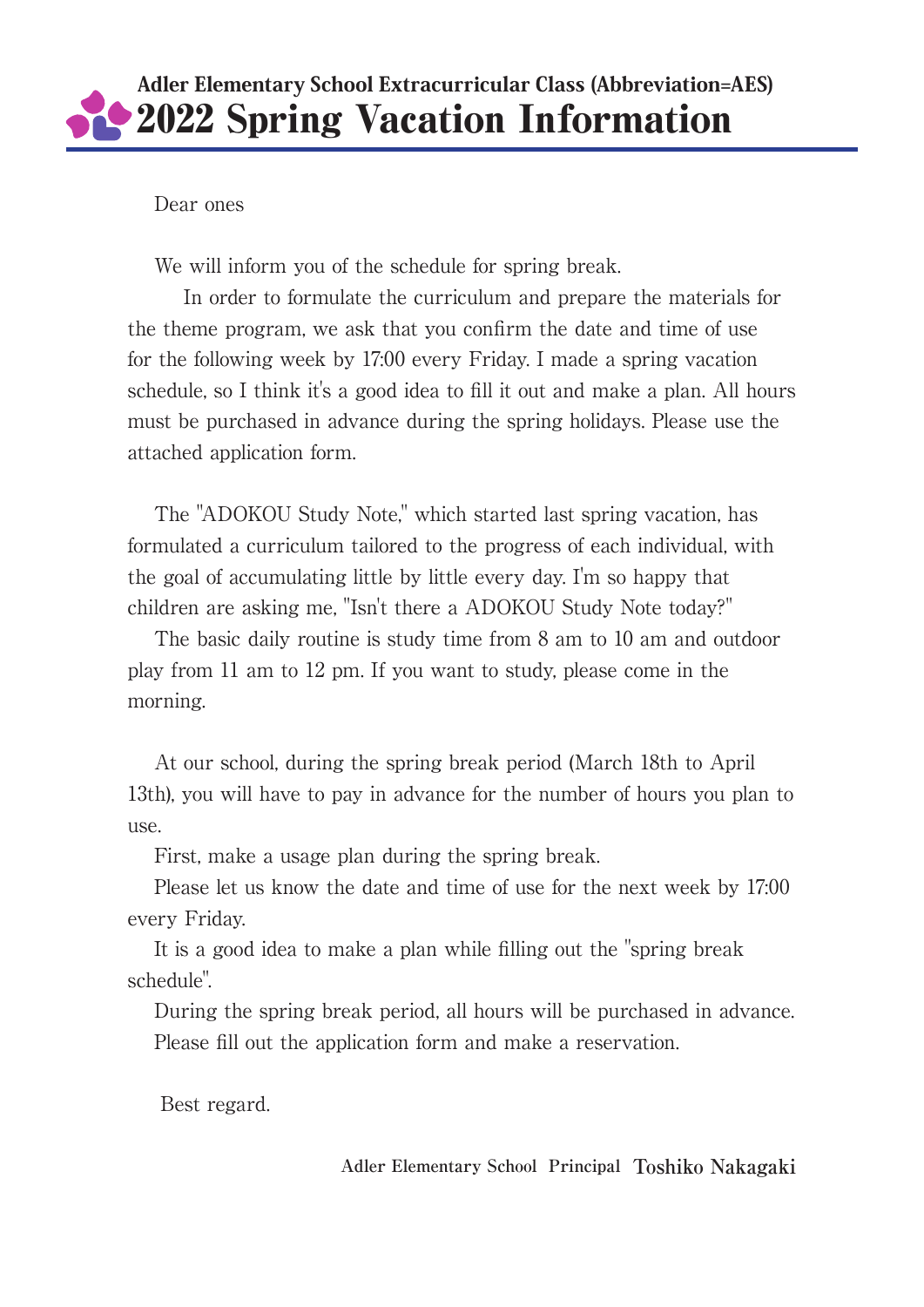**Adler Elementary School Extracurricular Class (Abbreviation=AES)**

# 2022 Spring Vacation Information

Dear ones

We will inform you of the schedule for spring break.

In order to formulate the curriculum and prepare the materials for the theme program, we ask that you confirm the date and time of use for the following week by 17:00 every Friday. I made a spring vacation schedule, so I think it's a good idea to fill it out and make a plan. All hours must be purchased in advance during the spring holidays. Please use the attached application form.

The "ADOKOU Study Note," which started last spring vacation, has formulated a curriculum tailored to the progress of each individual, with the goal of accumulating little by little every day. I'm so happy that children are asking me, "Isn't there a ADOKOU Study Note today?"

The basic daily routine is study time from 8 am to 10 am and outdoor play from 11 am to 12 pm. If you want to study, please come in the morning.

At our school, during the spring break period (March 18th to April 13th), you will have to pay in advance for the number of hours you plan to use.

First, make a usage plan during the spring break.

Please let us know the date and time of use for the next week by 17:00 every Friday.

It is a good idea to make a plan while filling out the "spring break schedule".

During the spring break period, all hours will be purchased in advance.

Please fill out the application form and make a reservation.

Best regard.

Adler Elementary School Principal **Toshiko Nakagaki**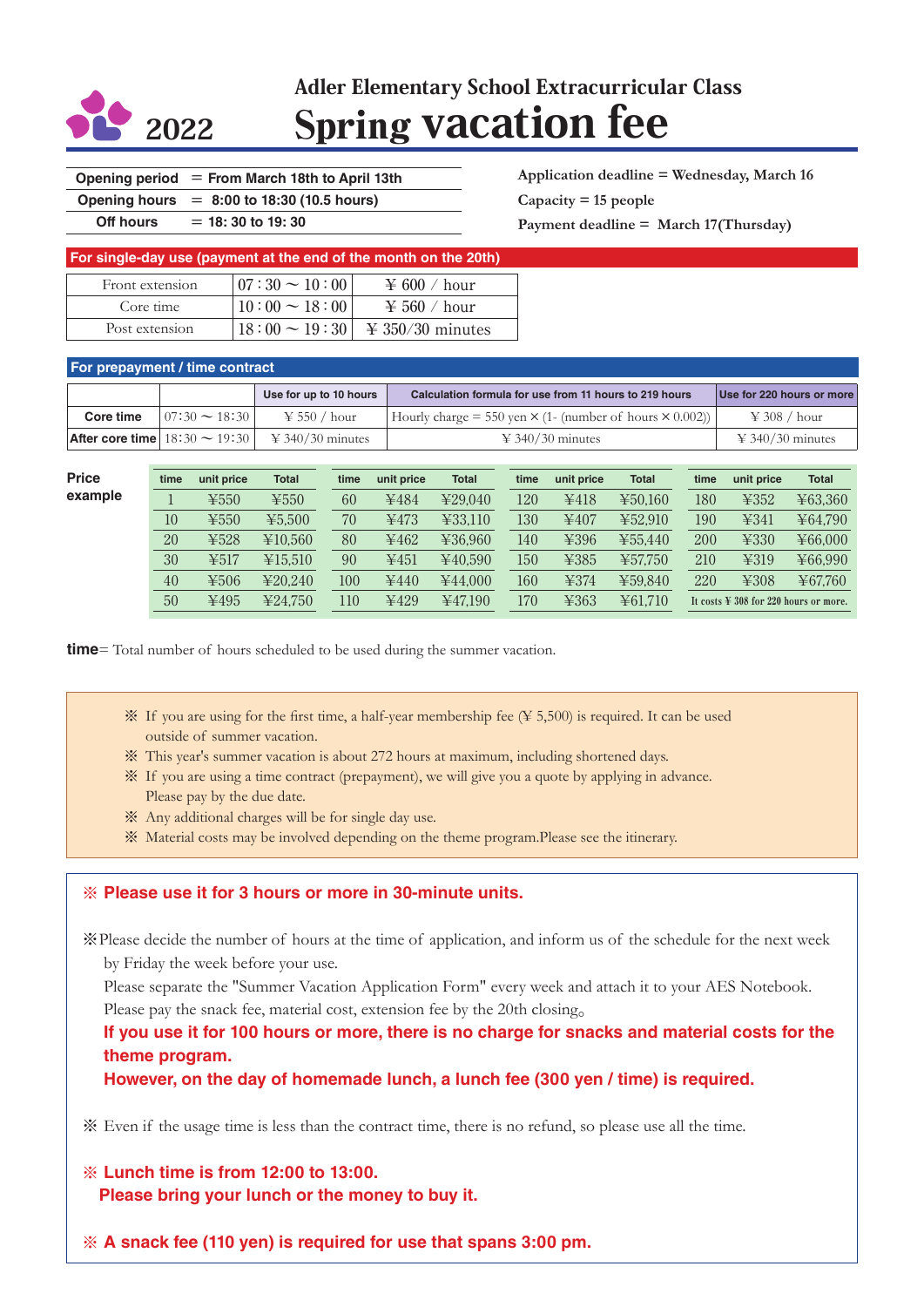# Adler Elementary School Extracurricular Class

# 2022 Spring vacation fee

| Opening period | = From March 18th to April 13th |
|---|---|
| Opening hours | = 8:00 to 18:30 (10.5 hours) |
| Off hours | = 18: 30 to 19: 30 |

Application deadline = Wednesday, March 16

Capacity = 15 people

Payment deadline = March 17(Thursday)

## For single-day use (payment at the end of the month on the 20th)

| | | |
|---|---|---|
| Front extension | 07 : 30 ～ 10 : 00 | ¥ 600 / hour |
| Core time | 10 : 00 ～ 18 : 00 | ¥ 560 / hour |
| Post extension | 18 : 00 ～ 19 : 30 | ¥ 350/30 minutes |

## For prepayment / time contract

| | | Use for up to 10 hours | Calculation formula for use from 11 hours to 219 hours | Use for 220 hours or more |
|---|---|---|---|---|
| Core time | 07:30 ～ 18:30 | ¥ 550 / hour | Hourly charge = 550 yen × (1- (number of hours × 0.002)) | ¥ 308 / hour |
| After core time | 18:30 ～ 19:30 | ¥ 340/30 minutes | ¥ 340/30 minutes | ¥ 340/30 minutes |

**Price example**

| time | unit price | Total | time | unit price | Total | time | unit price | Total | time | unit price | Total |
|---|---|---|---|---|---|---|---|---|---|---|---|
| 1 | ¥550 | ¥550 | 60 | ¥484 | ¥29,040 | 120 | ¥418 | ¥50,160 | 180 | ¥352 | ¥63,360 |
| 10 | ¥550 | ¥5,500 | 70 | ¥473 | ¥33,110 | 130 | ¥407 | ¥52,910 | 190 | ¥341 | ¥64,790 |
| 20 | ¥528 | ¥10,560 | 80 | ¥462 | ¥36,960 | 140 | ¥396 | ¥55,440 | 200 | ¥330 | ¥66,000 |
| 30 | ¥517 | ¥15,510 | 90 | ¥451 | ¥40,590 | 150 | ¥385 | ¥57,750 | 210 | ¥319 | ¥66,990 |
| 40 | ¥506 | ¥20,240 | 100 | ¥440 | ¥44,000 | 160 | ¥374 | ¥59,840 | 220 | ¥308 | ¥67,760 |
| 50 | ¥495 | ¥24,750 | 110 | ¥429 | ¥47,190 | 170 | ¥363 | ¥61,710 | It costs ¥ 308 for 220 hours or more. | | |

**time**= Total number of hours scheduled to be used during the summer vacation.

※ If you are using for the first time, a half-year membership fee (¥ 5,500) is required. It can be used outside of summer vacation.
※ This year's summer vacation is about 272 hours at maximum, including shortened days.
※ If you are using a time contract (prepayment), we will give you a quote by applying in advance. Please pay by the due date.
※ Any additional charges will be for single day use.
※ Material costs may be involved depending on the theme program.Please see the itinerary.

**※ Please use it for 3 hours or more in 30-minute units.**

※Please decide the number of hours at the time of application, and inform us of the schedule for the next week by Friday the week before your use.
Please separate the "Summer Vacation Application Form" every week and attach it to your AES Notebook.
Please pay the snack fee, material cost, extension fee by the 20th closing。
**If you use it for 100 hours or more, there is no charge for snacks and material costs for the theme program.**
**However, on the day of homemade lunch, a lunch fee (300 yen / time) is required.**

※ Even if the usage time is less than the contract time, there is no refund, so please use all the time.

**※ Lunch time is from 12:00 to 13:00.**
**Please bring your lunch or the money to buy it.**

**※ A snack fee (110 yen) is required for use that spans 3:00 pm.**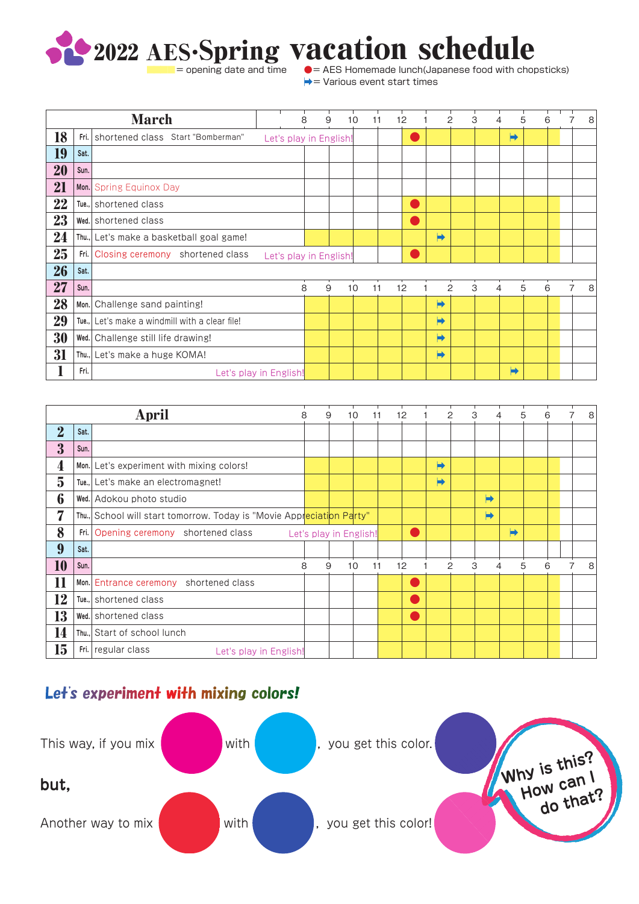# 2022 AES·Spring vacation schedule

= opening date and time (yellow)
● = AES Homemade lunch(Japanese food with chopsticks)
➡ = Various event start times

## March

| Date | Day | Event |
|---|---|---|
| 18 | Fri. | shortened class Start "Bomberman" Let's play in English! ● ➡ |
| 19 | Sat. | |
| 20 | Sun. | |
| 21 | Mon. | Spring Equinox Day |
| 22 | Tue., | shortened class ● |
| 23 | Wed. | shortened class ● |
| 24 | Thu., | Let's make a basketball goal game! ➡ |
| 25 | Fri. | Closing ceremony shortened class Let's play in English! ● |
| 26 | Sat. | |
| 27 | Sun. | |
| 28 | Mon. | Challenge sand painting! ➡ |
| 29 | Tue., | Let's make a windmill with a clear file! ➡ |
| 30 | Wed. | Challenge still life drawing! ➡ |
| 31 | Thu., | Let's make a huge KOMA! ➡ |
| 1 | Fri. | Let's play in English! ➡ |

## April

| Date | Day | Event |
|---|---|---|
| 2 | Sat. | |
| 3 | Sun. | |
| 4 | Mon. | Let's experiment with mixing colors! ➡ |
| 5 | Tue., | Let's make an electromagnet! ➡ |
| 6 | Wed. | Adokou photo studio ➡ |
| 7 | Thu., | School will start tomorrow. Today is "Movie Appreciation Party" ➡ |
| 8 | Fri. | Opening ceremony shortened class Let's play in English! ● ➡ |
| 9 | Sat. | |
| 10 | Sun. | |
| 11 | Mon. | Entrance ceremony shortened class ● |
| 12 | Tue., | shortened class ● |
| 13 | Wed. | shortened class ● |
| 14 | Thu., | Start of school lunch |
| 15 | Fri. | regular class Let's play in English! |

## Let's experiment with mixing colors!

This way, if you mix (magenta) with (cyan), you get this color. (purple)

**but,**

Another way to mix (red) with (blue), you get this color! (pink)

Why is this? How can I do that?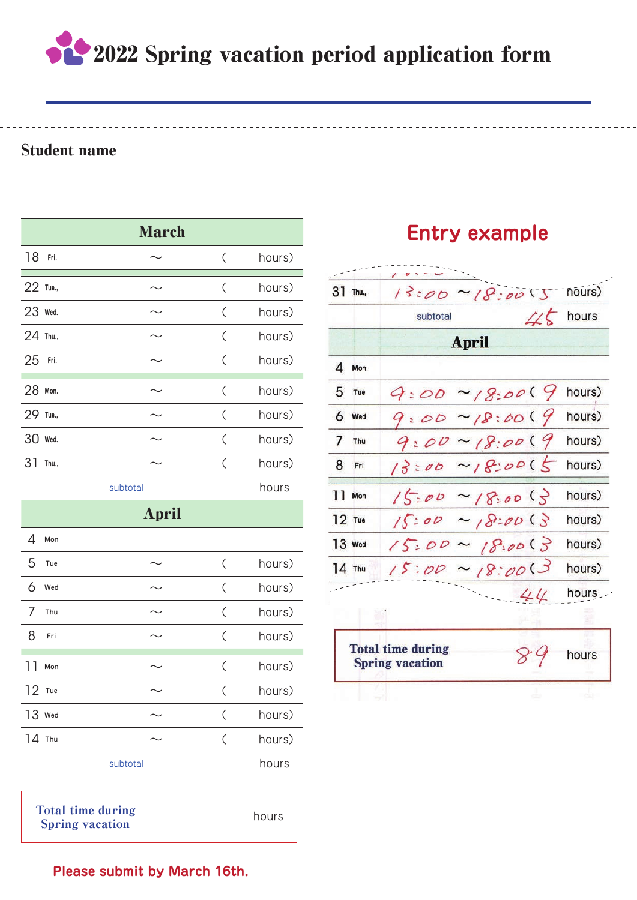# 2022 Spring vacation period application form

**Student name**

______________________________

| March | | | |
|---|---|---|---|
| 18 Fri. | ～ | ( | hours) |
| 22 Tue., | ～ | ( | hours) |
| 23 Wed. | ～ | ( | hours) |
| 24 Thu., | ～ | ( | hours) |
| 25 Fri. | ～ | ( | hours) |
| 28 Mon. | ～ | ( | hours) |
| 29 Tue., | ～ | ( | hours) |
| 30 Wed. | ～ | ( | hours) |
| 31 Thu., | ～ | ( | hours) |
| subtotal | | | hours |

| April | | | |
|---|---|---|---|
| 4 Mon | | | |
| 5 Tue | ～ | ( | hours) |
| 6 Wed | ～ | ( | hours) |
| 7 Thu | ～ | ( | hours) |
| 8 Fri | ～ | ( | hours) |
| 11 Mon | ～ | ( | hours) |
| 12 Tue | ～ | ( | hours) |
| 13 Wed | ～ | ( | hours) |
| 14 Thu | ～ | ( | hours) |
| subtotal | | | hours |

| Total time during Spring vacation | hours |
|---|---|

Please submit by March 16th.

## Entry example

| | | |
|---|---|---|
| 31 Thu., | 13:00 ～ 18:00 | ( 5 hours) |
| subtotal | | 45 hours |

| April | | |
|---|---|---|
| 4 Mon | | |
| 5 Tue | 9:00 ～ 18:00 | ( 9 hours) |
| 6 Wed | 9:00 ～ 18:00 | ( 9 hours) |
| 7 Thu | 9:00 ～ 18:00 | ( 9 hours) |
| 8 Fri | 13:00 ～ 18:00 | ( 5 hours) |
| 11 Mon | 15:00 ～ 18:00 | ( 3 hours) |
| 12 Tue | 15:00 ～ 18:00 | ( 3 hours) |
| 13 Wed | 15:00 ～ 18:00 | ( 3 hours) |
| 14 Thu | 15:00 ～ 18:00 | ( 3 hours) |
| | | 44 hours |

| Total time during Spring vacation | 89 hours |
|---|---|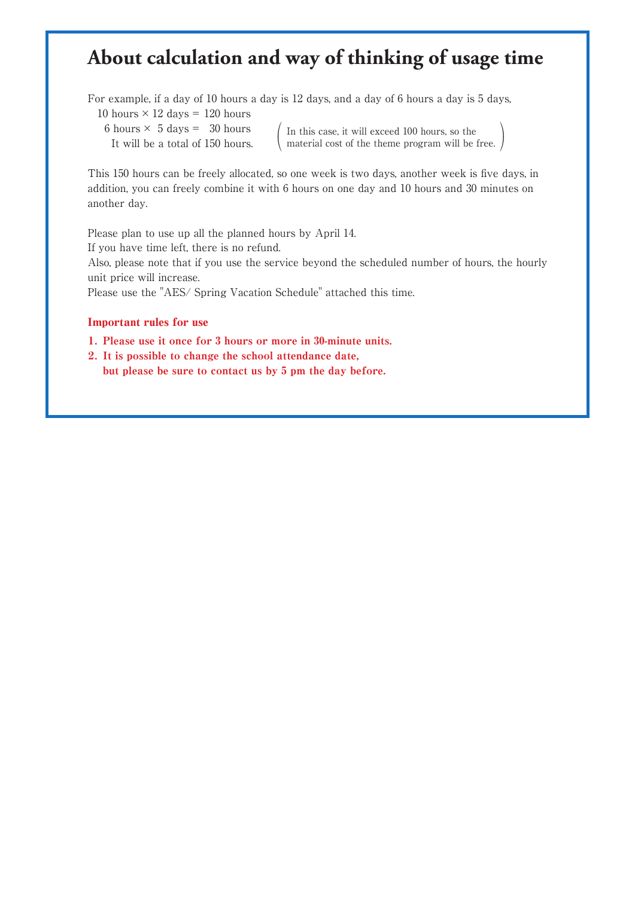# About calculation and way of thinking of usage time

For example, if a day of 10 hours a day is 12 days, and a day of 6 hours a day is 5 days,

10 hours × 12 days = 120 hours
6 hours × 5 days = 30 hours
It will be a total of 150 hours.

(In this case, it will exceed 100 hours, so the material cost of the theme program will be free.)

This 150 hours can be freely allocated, so one week is two days, another week is five days, in addition, you can freely combine it with 6 hours on one day and 10 hours and 30 minutes on another day.

Please plan to use up all the planned hours by April 14.
If you have time left, there is no refund.
Also, please note that if you use the service beyond the scheduled number of hours, the hourly unit price will increase.
Please use the "AES/ Spring Vacation Schedule" attached this time.

**Important rules for use**

1. **Please use it once for 3 hours or more in 30-minute units.**
2. **It is possible to change the school attendance date, but please be sure to contact us by 5 pm the day before.**